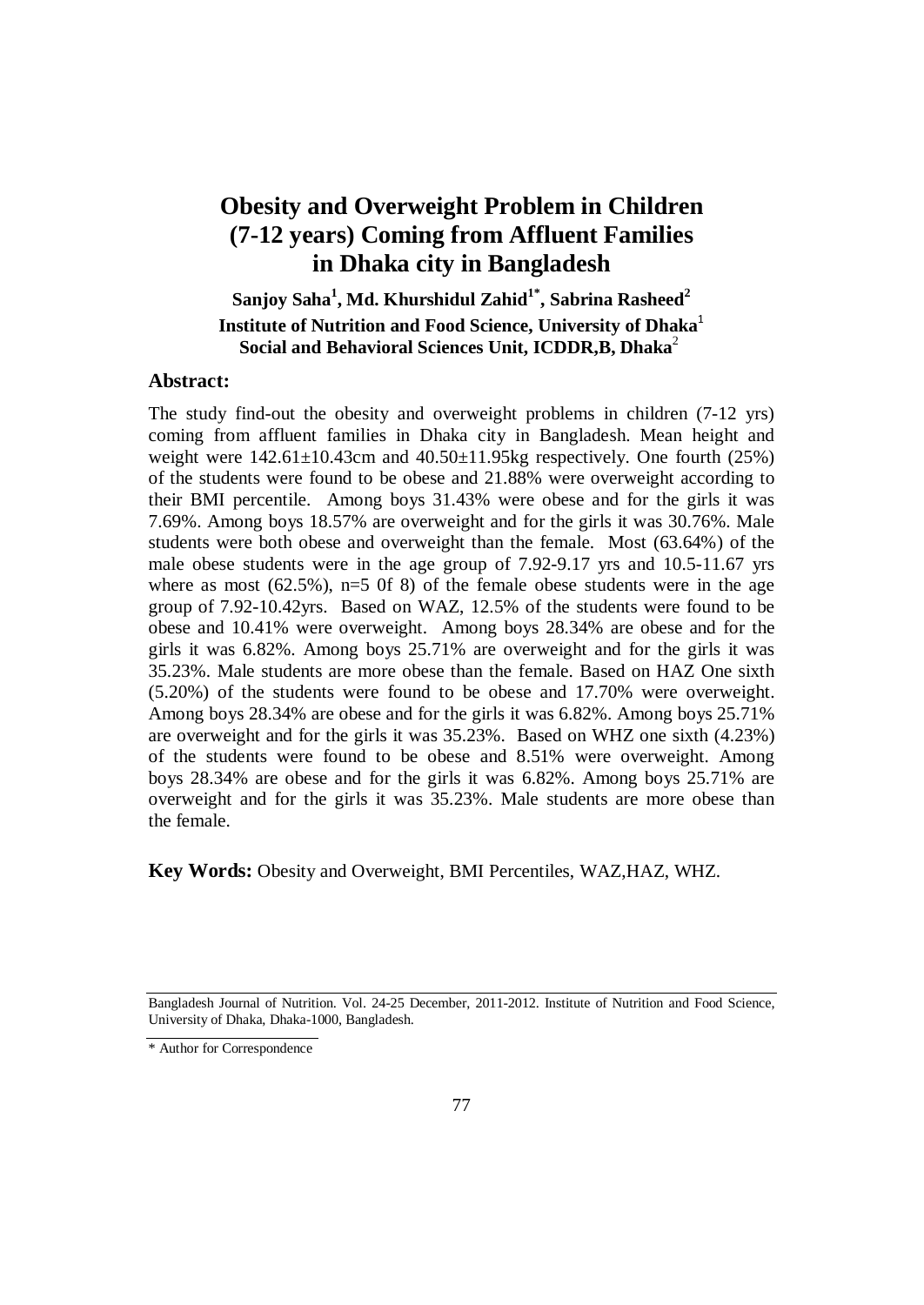# Obesity and Overweight Problem in Children (7-12 years) Coming from Affluent Families in Dhaka city in Bangladesh

**Sanjoy Saha[1], Md. Khurshidul Zahid[1*], Sabrina Rasheed[2]**

**Institute of Nutrition and Food Science, University of Dhaka[1]**

**Social and Behavioral Sciences Unit, ICDDR,B, Dhaka[2]**

## Abstract:

The study find-out the obesity and overweight problems in children (7-12 yrs) coming from affluent families in Dhaka city in Bangladesh. Mean height and weight were 142.61±10.43cm and 40.50±11.95kg respectively. One fourth (25%) of the students were found to be obese and 21.88% were overweight according to their BMI percentile. Among boys 31.43% were obese and for the girls it was 7.69%. Among boys 18.57% are overweight and for the girls it was 30.76%. Male students were both obese and overweight than the female. Most (63.64%) of the male obese students were in the age group of 7.92-9.17 yrs and 10.5-11.67 yrs where as most (62.5%), n=5 0f 8) of the female obese students were in the age group of 7.92-10.42yrs. Based on WAZ, 12.5% of the students were found to be obese and 10.41% were overweight. Among boys 28.34% are obese and for the girls it was 6.82%. Among boys 25.71% are overweight and for the girls it was 35.23%. Male students are more obese than the female. Based on HAZ One sixth (5.20%) of the students were found to be obese and 17.70% were overweight. Among boys 28.34% are obese and for the girls it was 6.82%. Among boys 25.71% are overweight and for the girls it was 35.23%. Based on WHZ one sixth (4.23%) of the students were found to be obese and 8.51% were overweight. Among boys 28.34% are obese and for the girls it was 6.82%. Among boys 25.71% are overweight and for the girls it was 35.23%. Male students are more obese than the female.

**Key Words:** Obesity and Overweight, BMI Percentiles, WAZ,HAZ, WHZ.

Bangladesh Journal of Nutrition. Vol. 24-25 December, 2011-2012. Institute of Nutrition and Food Science, University of Dhaka, Dhaka-1000, Bangladesh.

\* Author for Correspondence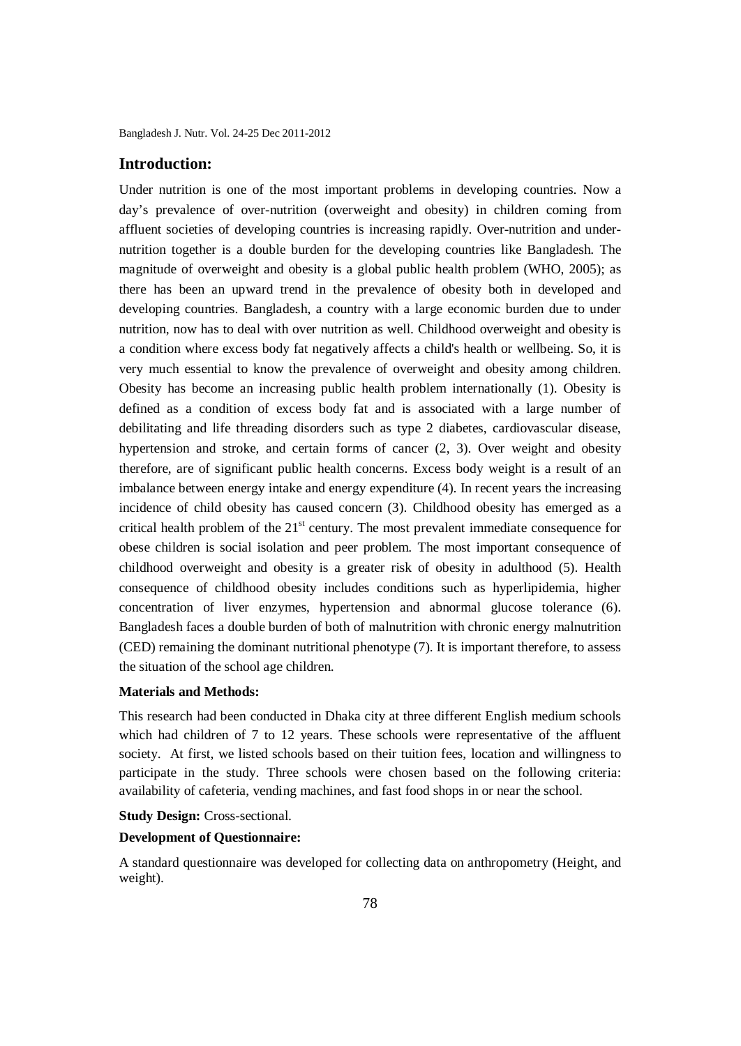## Introduction:

Under nutrition is one of the most important problems in developing countries. Now a day's prevalence of over-nutrition (overweight and obesity) in children coming from affluent societies of developing countries is increasing rapidly. Over-nutrition and under-nutrition together is a double burden for the developing countries like Bangladesh. The magnitude of overweight and obesity is a global public health problem (WHO, 2005); as there has been an upward trend in the prevalence of obesity both in developed and developing countries. Bangladesh, a country with a large economic burden due to under nutrition, now has to deal with over nutrition as well. Childhood overweight and obesity is a condition where excess body fat negatively affects a child's health or wellbeing. So, it is very much essential to know the prevalence of overweight and obesity among children. Obesity has become an increasing public health problem internationally (1). Obesity is defined as a condition of excess body fat and is associated with a large number of debilitating and life threading disorders such as type 2 diabetes, cardiovascular disease, hypertension and stroke, and certain forms of cancer (2, 3). Over weight and obesity therefore, are of significant public health concerns. Excess body weight is a result of an imbalance between energy intake and energy expenditure (4). In recent years the increasing incidence of child obesity has caused concern (3). Childhood obesity has emerged as a critical health problem of the 21st century. The most prevalent immediate consequence for obese children is social isolation and peer problem. The most important consequence of childhood overweight and obesity is a greater risk of obesity in adulthood (5). Health consequence of childhood obesity includes conditions such as hyperlipidemia, higher concentration of liver enzymes, hypertension and abnormal glucose tolerance (6). Bangladesh faces a double burden of both of malnutrition with chronic energy malnutrition (CED) remaining the dominant nutritional phenotype (7). It is important therefore, to assess the situation of the school age children.

**Materials and Methods:**

This research had been conducted in Dhaka city at three different English medium schools which had children of 7 to 12 years. These schools were representative of the affluent society. At first, we listed schools based on their tuition fees, location and willingness to participate in the study. Three schools were chosen based on the following criteria: availability of cafeteria, vending machines, and fast food shops in or near the school.

**Study Design:** Cross-sectional.

**Development of Questionnaire:**

A standard questionnaire was developed for collecting data on anthropometry (Height, and weight).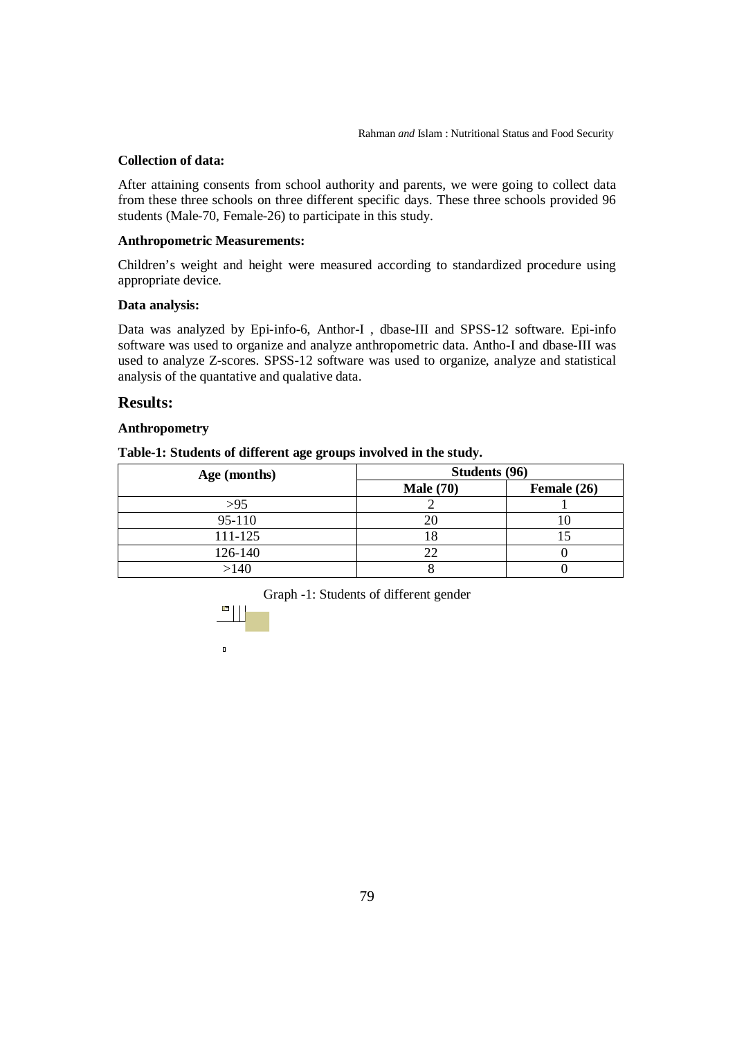### Collection of data:

After attaining consents from school authority and parents, we were going to collect data from these three schools on three different specific days. These three schools provided 96 students (Male-70, Female-26) to participate in this study.

### Anthropometric Measurements:

Children's weight and height were measured according to standardized procedure using appropriate device.

### Data analysis:

Data was analyzed by Epi-info-6, Anthor-I , dbase-III and SPSS-12 software. Epi-info software was used to organize and analyze anthropometric data. Antho-I and dbase-III was used to analyze Z-scores. SPSS-12 software was used to organize, analyze and statistical analysis of the quantative and qualative data.

## Results:

### Anthropometry

**Table-1: Students of different age groups involved in the study.**

| Age (months) | Students (96) | |
|---|---|---|
| | **Male (70)** | **Female (26)** |
| >95 | 2 | 1 |
| 95-110 | 20 | 10 |
| 111-125 | 18 | 15 |
| 126-140 | 22 | 0 |
| >140 | 8 | 0 |

Graph -1: Students of different gender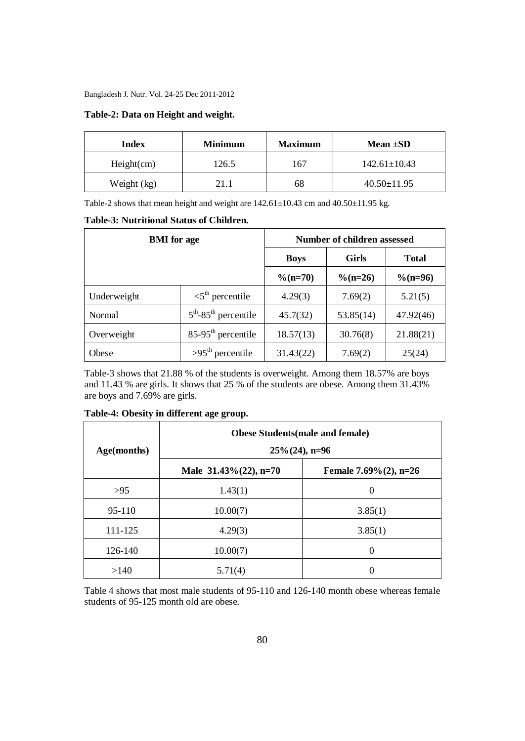**Table-2: Data on Height and weight.**

| Index | Minimum | Maximum | Mean ±SD |
|---|---|---|---|
| Height(cm) | 126.5 | 167 | 142.61±10.43 |
| Weight (kg) | 21.1 | 68 | 40.50±11.95 |

Table-2 shows that mean height and weight are 142.61±10.43 cm and 40.50±11.95 kg.

**Table-3: Nutritional Status of Children.**

| BMI for age | | Number of children assessed | | |
|---|---|---|---|---|
| | | Boys | Girls | Total |
| | | %(n=70) | %(n=26) | %(n=96) |
| Underweight | $<5^{th}$ percentile | 4.29(3) | 7.69(2) | 5.21(5) |
| Normal | $5^{th}$-$85^{th}$ percentile | 45.7(32) | 53.85(14) | 47.92(46) |
| Overweight | 85-$95^{th}$ percentile | 18.57(13) | 30.76(8) | 21.88(21) |
| Obese | $>95^{th}$ percentile | 31.43(22) | 7.69(2) | 25(24) |

Table-3 shows that 21.88 % of the students is overweight. Among them 18.57% are boys and 11.43 % are girls. It shows that 25 % of the students are obese. Among them 31.43% are boys and 7.69% are girls.

**Table-4: Obesity in different age group.**

| Age(months) | Obese Students(male and female) 25%(24), n=96 | |
|---|---|---|
| | Male 31.43%(22), n=70 | Female 7.69%(2), n=26 |
| >95 | 1.43(1) | 0 |
| 95-110 | 10.00(7) | 3.85(1) |
| 111-125 | 4.29(3) | 3.85(1) |
| 126-140 | 10.00(7) | 0 |
| >140 | 5.71(4) | 0 |

Table 4 shows that most male students of 95-110 and 126-140 month obese whereas female students of 95-125 month old are obese.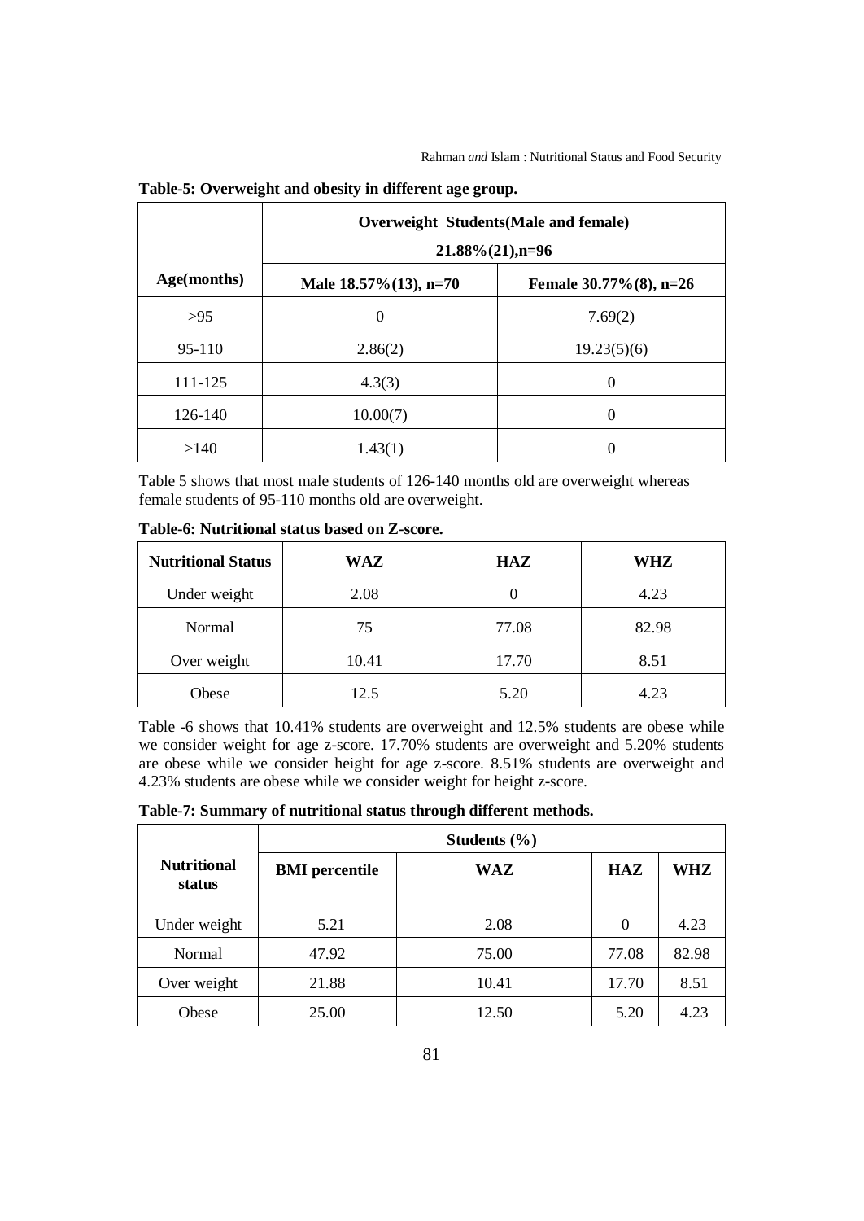**Table-5: Overweight and obesity in different age group.**

| Age(months) | Overweight Students(Male and female) 21.88%(21),n=96 | |
|---|---|---|
| | Male 18.57%(13), n=70 | Female 30.77%(8), n=26 |
| >95 | 0 | 7.69(2) |
| 95-110 | 2.86(2) | 19.23(5)(6) |
| 111-125 | 4.3(3) | 0 |
| 126-140 | 10.00(7) | 0 |
| >140 | 1.43(1) | 0 |

Table 5 shows that most male students of 126-140 months old are overweight whereas female students of 95-110 months old are overweight.

**Table-6: Nutritional status based on Z-score.**

| Nutritional Status | WAZ | HAZ | WHZ |
|---|---|---|---|
| Under weight | 2.08 | 0 | 4.23 |
| Normal | 75 | 77.08 | 82.98 |
| Over weight | 10.41 | 17.70 | 8.51 |
| Obese | 12.5 | 5.20 | 4.23 |

Table -6 shows that 10.41% students are overweight and 12.5% students are obese while we consider weight for age z-score. 17.70% students are overweight and 5.20% students are obese while we consider height for age z-score. 8.51% students are overweight and 4.23% students are obese while we consider weight for height z-score.

**Table-7: Summary of nutritional status through different methods.**

| Nutritional status | Students (%) | | | |
|---|---|---|---|---|
| | BMI percentile | WAZ | HAZ | WHZ |
| Under weight | 5.21 | 2.08 | 0 | 4.23 |
| Normal | 47.92 | 75.00 | 77.08 | 82.98 |
| Over weight | 21.88 | 10.41 | 17.70 | 8.51 |
| Obese | 25.00 | 12.50 | 5.20 | 4.23 |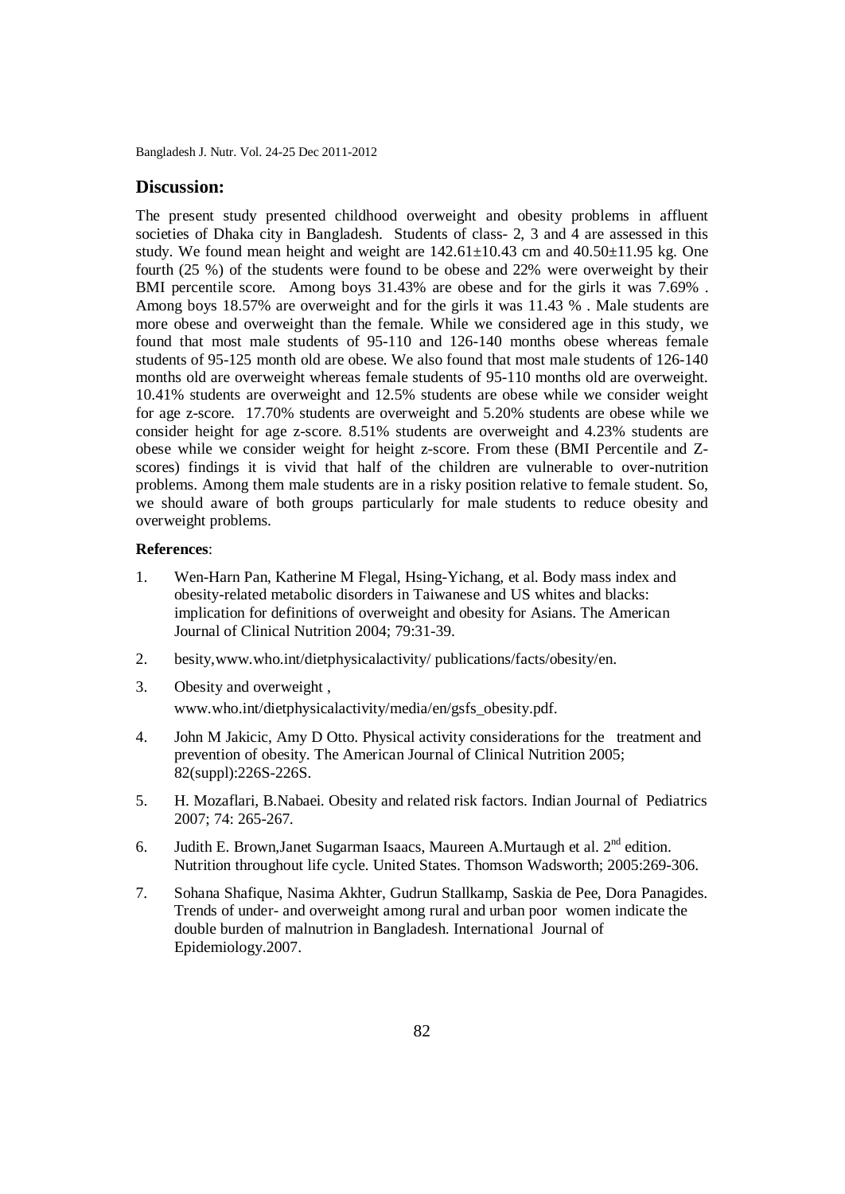## Discussion:

The present study presented childhood overweight and obesity problems in affluent societies of Dhaka city in Bangladesh. Students of class- 2, 3 and 4 are assessed in this study. We found mean height and weight are 142.61±10.43 cm and 40.50±11.95 kg. One fourth (25 %) of the students were found to be obese and 22% were overweight by their BMI percentile score. Among boys 31.43% are obese and for the girls it was 7.69% . Among boys 18.57% are overweight and for the girls it was 11.43 % . Male students are more obese and overweight than the female. While we considered age in this study, we found that most male students of 95-110 and 126-140 months obese whereas female students of 95-125 month old are obese. We also found that most male students of 126-140 months old are overweight whereas female students of 95-110 months old are overweight. 10.41% students are overweight and 12.5% students are obese while we consider weight for age z-score. 17.70% students are overweight and 5.20% students are obese while we consider height for age z-score. 8.51% students are overweight and 4.23% students are obese while we consider weight for height z-score. From these (BMI Percentile and Z-scores) findings it is vivid that half of the children are vulnerable to over-nutrition problems. Among them male students are in a risky position relative to female student. So, we should aware of both groups particularly for male students to reduce obesity and overweight problems.

**References**:

1. Wen-Harn Pan, Katherine M Flegal, Hsing-Yichang, et al. Body mass index and obesity-related metabolic disorders in Taiwanese and US whites and blacks: implication for definitions of overweight and obesity for Asians. The American Journal of Clinical Nutrition 2004; 79:31-39.
2. besity,www.who.int/dietphysicalactivity/ publications/facts/obesity/en.
3. Obesity and overweight , www.who.int/dietphysicalactivity/media/en/gsfs_obesity.pdf.
4. John M Jakicic, Amy D Otto. Physical activity considerations for the treatment and prevention of obesity. The American Journal of Clinical Nutrition 2005; 82(suppl):226S-226S.
5. H. Mozaflari, B.Nabaei. Obesity and related risk factors. Indian Journal of Pediatrics 2007; 74: 265-267.
6. Judith E. Brown,Janet Sugarman Isaacs, Maureen A.Murtaugh et al. 2nd edition. Nutrition throughout life cycle. United States. Thomson Wadsworth; 2005:269-306.
7. Sohana Shafique, Nasima Akhter, Gudrun Stallkamp, Saskia de Pee, Dora Panagides. Trends of under- and overweight among rural and urban poor women indicate the double burden of malnutrion in Bangladesh. International Journal of Epidemiology.2007.